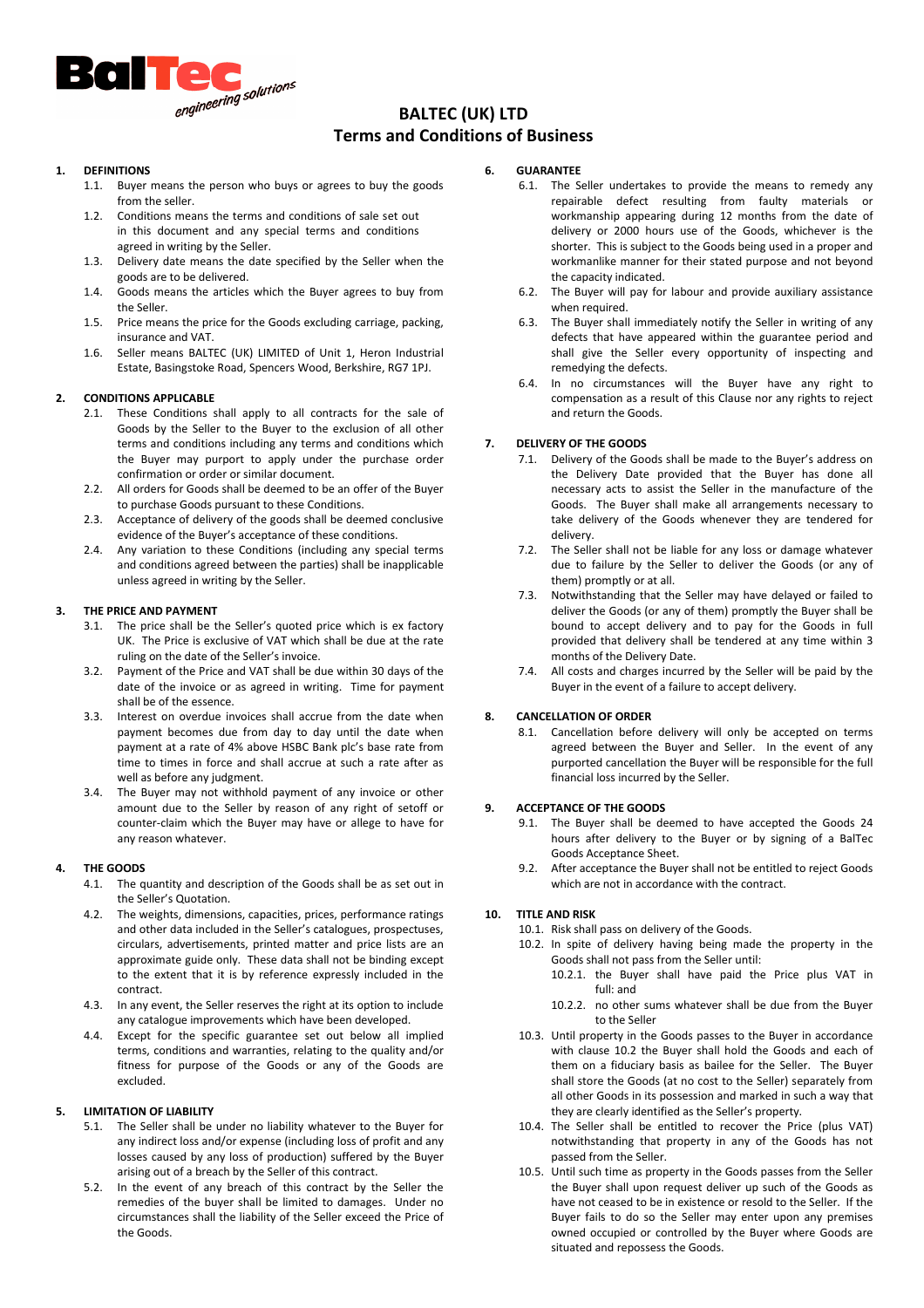# BALTEC (UK) LTD
## Terms and Conditions of Business

### 1. DEFINITIONS

1.1. Buyer means the person who buys or agrees to buy the goods from the seller.

1.2. Conditions means the terms and conditions of sale set out in this document and any special terms and conditions agreed in writing by the Seller.

1.3. Delivery date means the date specified by the Seller when the goods are to be delivered.

1.4. Goods means the articles which the Buyer agrees to buy from the Seller.

1.5. Price means the price for the Goods excluding carriage, packing, insurance and VAT.

1.6. Seller means BALTEC (UK) LIMITED of Unit 1, Heron Industrial Estate, Basingstoke Road, Spencers Wood, Berkshire, RG7 1PJ.

### 2. CONDITIONS APPLICABLE

2.1. These Conditions shall apply to all contracts for the sale of Goods by the Seller to the Buyer to the exclusion of all other terms and conditions including any terms and conditions which the Buyer may purport to apply under the purchase order confirmation or order or similar document.

2.2. All orders for Goods shall be deemed to be an offer of the Buyer to purchase Goods pursuant to these Conditions.

2.3. Acceptance of delivery of the goods shall be deemed conclusive evidence of the Buyer's acceptance of these conditions.

2.4. Any variation to these Conditions (including any special terms and conditions agreed between the parties) shall be inapplicable unless agreed in writing by the Seller.

### 3. THE PRICE AND PAYMENT

3.1. The price shall be the Seller's quoted price which is ex factory UK. The Price is exclusive of VAT which shall be due at the rate ruling on the date of the Seller's invoice.

3.2. Payment of the Price and VAT shall be due within 30 days of the date of the invoice or as agreed in writing. Time for payment shall be of the essence.

3.3. Interest on overdue invoices shall accrue from the date when payment becomes due from day to day until the date when payment at a rate of 4% above HSBC Bank plc's base rate from time to times in force and shall accrue at such a rate after as well as before any judgment.

3.4. The Buyer may not withhold payment of any invoice or other amount due to the Seller by reason of any right of setoff or counter-claim which the Buyer may have or allege to have for any reason whatever.

### 4. THE GOODS

4.1. The quantity and description of the Goods shall be as set out in the Seller's Quotation.

4.2. The weights, dimensions, capacities, prices, performance ratings and other data included in the Seller's catalogues, prospectuses, circulars, advertisements, printed matter and price lists are an approximate guide only. These data shall not be binding except to the extent that it is by reference expressly included in the contract.

4.3. In any event, the Seller reserves the right at its option to include any catalogue improvements which have been developed.

4.4. Except for the specific guarantee set out below all implied terms, conditions and warranties, relating to the quality and/or fitness for purpose of the Goods or any of the Goods are excluded.

### 5. LIMITATION OF LIABILITY

5.1. The Seller shall be under no liability whatever to the Buyer for any indirect loss and/or expense (including loss of profit and any losses caused by any loss of production) suffered by the Buyer arising out of a breach by the Seller of this contract.

5.2. In the event of any breach of this contract by the Seller the remedies of the buyer shall be limited to damages. Under no circumstances shall the liability of the Seller exceed the Price of the Goods.

### 6. GUARANTEE

6.1. The Seller undertakes to provide the means to remedy any repairable defect resulting from faulty materials or workmanship appearing during 12 months from the date of delivery or 2000 hours use of the Goods, whichever is the shorter. This is subject to the Goods being used in a proper and workmanlike manner for their stated purpose and not beyond the capacity indicated.

6.2. The Buyer will pay for labour and provide auxiliary assistance when required.

6.3. The Buyer shall immediately notify the Seller in writing of any defects that have appeared within the guarantee period and shall give the Seller every opportunity of inspecting and remedying the defects.

6.4. In no circumstances will the Buyer have any right to compensation as a result of this Clause nor any rights to reject and return the Goods.

### 7. DELIVERY OF THE GOODS

7.1. Delivery of the Goods shall be made to the Buyer's address on the Delivery Date provided that the Buyer has done all necessary acts to assist the Seller in the manufacture of the Goods. The Buyer shall make all arrangements necessary to take delivery of the Goods whenever they are tendered for delivery.

7.2. The Seller shall not be liable for any loss or damage whatever due to failure by the Seller to deliver the Goods (or any of them) promptly or at all.

7.3. Notwithstanding that the Seller may have delayed or failed to deliver the Goods (or any of them) promptly the Buyer shall be bound to accept delivery and to pay for the Goods in full provided that delivery shall be tendered at any time within 3 months of the Delivery Date.

7.4. All costs and charges incurred by the Seller will be paid by the Buyer in the event of a failure to accept delivery.

### 8. CANCELLATION OF ORDER

8.1. Cancellation before delivery will only be accepted on terms agreed between the Buyer and Seller. In the event of any purported cancellation the Buyer will be responsible for the full financial loss incurred by the Seller.

### 9. ACCEPTANCE OF THE GOODS

9.1. The Buyer shall be deemed to have accepted the Goods 24 hours after delivery to the Buyer or by signing of a BalTec Goods Acceptance Sheet.

9.2. After acceptance the Buyer shall not be entitled to reject Goods which are not in accordance with the contract.

### 10. TITLE AND RISK

10.1. Risk shall pass on delivery of the Goods.

10.2. In spite of delivery having being made the property in the Goods shall not pass from the Seller until:

- 10.2.1. the Buyer shall have paid the Price plus VAT in full: and
- 10.2.2. no other sums whatever shall be due from the Buyer to the Seller

10.3. Until property in the Goods passes to the Buyer in accordance with clause 10.2 the Buyer shall hold the Goods and each of them on a fiduciary basis as bailee for the Seller. The Buyer shall store the Goods (at no cost to the Seller) separately from all other Goods in its possession and marked in such a way that they are clearly identified as the Seller's property.

10.4. The Seller shall be entitled to recover the Price (plus VAT) notwithstanding that property in any of the Goods has not passed from the Seller.

10.5. Until such time as property in the Goods passes from the Seller the Buyer shall upon request deliver up such of the Goods as have not ceased to be in existence or resold to the Seller. If the Buyer fails to do so the Seller may enter upon any premises owned occupied or controlled by the Buyer where Goods are situated and repossess the Goods.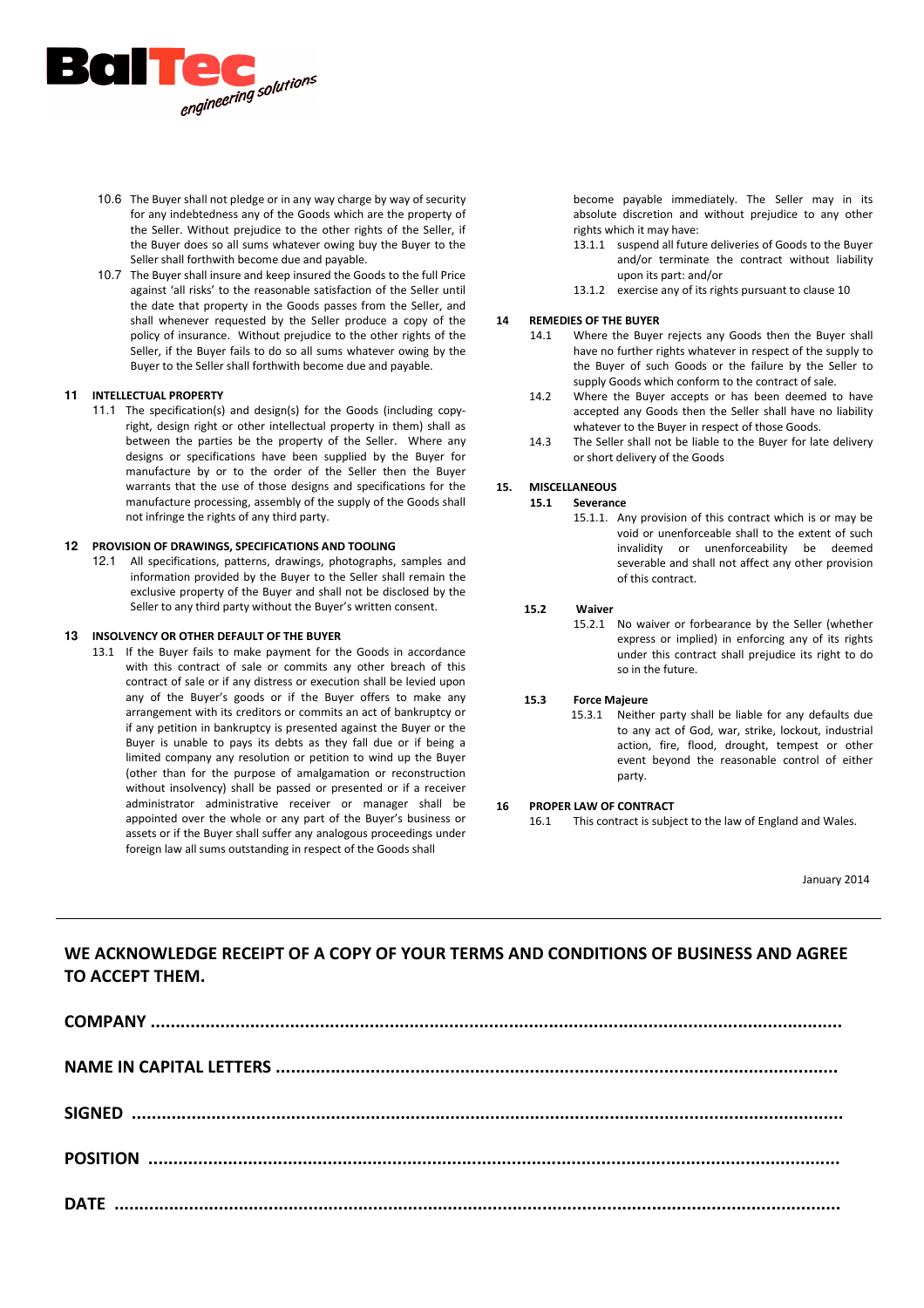BalTec engineering solutions

10.6 The Buyer shall not pledge or in any way charge by way of security for any indebtedness any of the Goods which are the property of the Seller. Without prejudice to the other rights of the Seller, if the Buyer does so all sums whatever owing buy the Buyer to the Seller shall forthwith become due and payable.

10.7 The Buyer shall insure and keep insured the Goods to the full Price against 'all risks' to the reasonable satisfaction of the Seller until the date that property in the Goods passes from the Seller, and shall whenever requested by the Seller produce a copy of the policy of insurance. Without prejudice to the other rights of the Seller, if the Buyer fails to do so all sums whatever owing by the Buyer to the Seller shall forthwith become due and payable.

## 11 INTELLECTUAL PROPERTY

11.1 The specification(s) and design(s) for the Goods (including copy-right, design right or other intellectual property in them) shall as between the parties be the property of the Seller. Where any designs or specifications have been supplied by the Buyer for manufacture by or to the order of the Seller then the Buyer warrants that the use of those designs and specifications for the manufacture processing, assembly of the supply of the Goods shall not infringe the rights of any third party.

## 12 PROVISION OF DRAWINGS, SPECIFICATIONS AND TOOLING

12.1 All specifications, patterns, drawings, photographs, samples and information provided by the Buyer to the Seller shall remain the exclusive property of the Buyer and shall not be disclosed by the Seller to any third party without the Buyer's written consent.

## 13 INSOLVENCY OR OTHER DEFAULT OF THE BUYER

13.1 If the Buyer fails to make payment for the Goods in accordance with this contract of sale or commits any other breach of this contract of sale or if any distress or execution shall be levied upon any of the Buyer's goods or if the Buyer offers to make any arrangement with its creditors or commits an act of bankruptcy or if any petition in bankruptcy is presented against the Buyer or the Buyer is unable to pays its debts as they fall due or if being a limited company any resolution or petition to wind up the Buyer (other than for the purpose of amalgamation or reconstruction without insolvency) shall be passed or presented or if a receiver administrator administrative receiver or manager shall be appointed over the whole or any part of the Buyer's business or assets or if the Buyer shall suffer any analogous proceedings under foreign law all sums outstanding in respect of the Goods shall become payable immediately. The Seller may in its absolute discretion and without prejudice to any other rights which it may have:

13.1.1 suspend all future deliveries of Goods to the Buyer and/or terminate the contract without liability upon its part: and/or

13.1.2 exercise any of its rights pursuant to clause 10

## 14 REMEDIES OF THE BUYER

14.1 Where the Buyer rejects any Goods then the Buyer shall have no further rights whatever in respect of the supply to the Buyer of such Goods or the failure by the Seller to supply Goods which conform to the contract of sale.

14.2 Where the Buyer accepts or has been deemed to have accepted any Goods then the Seller shall have no liability whatever to the Buyer in respect of those Goods.

14.3 The Seller shall not be liable to the Buyer for late delivery or short delivery of the Goods

## 15. MISCELLANEOUS

### 15.1 Severance

15.1.1. Any provision of this contract which is or may be void or unenforceable shall to the extent of such invalidity or unenforceability be deemed severable and shall not affect any other provision of this contract.

### 15.2 Waiver

15.2.1 No waiver or forbearance by the Seller (whether express or implied) in enforcing any of its rights under this contract shall prejudice its right to do so in the future.

### 15.3 Force Majeure

15.3.1 Neither party shall be liable for any defaults due to any act of God, war, strike, lockout, industrial action, fire, flood, drought, tempest or other event beyond the reasonable control of either party.

## 16 PROPER LAW OF CONTRACT

16.1 This contract is subject to the law of England and Wales.

January 2014

---

**WE ACKNOWLEDGE RECEIPT OF A COPY OF YOUR TERMS AND CONDITIONS OF BUSINESS AND AGREE TO ACCEPT THEM.**

**COMPANY** ..............................................................................................................................

**NAME IN CAPITAL LETTERS** ..............................................................................................

**SIGNED** ..................................................................................................................................

**POSITION** ..............................................................................................................................

**DATE** ......................................................................................................................................